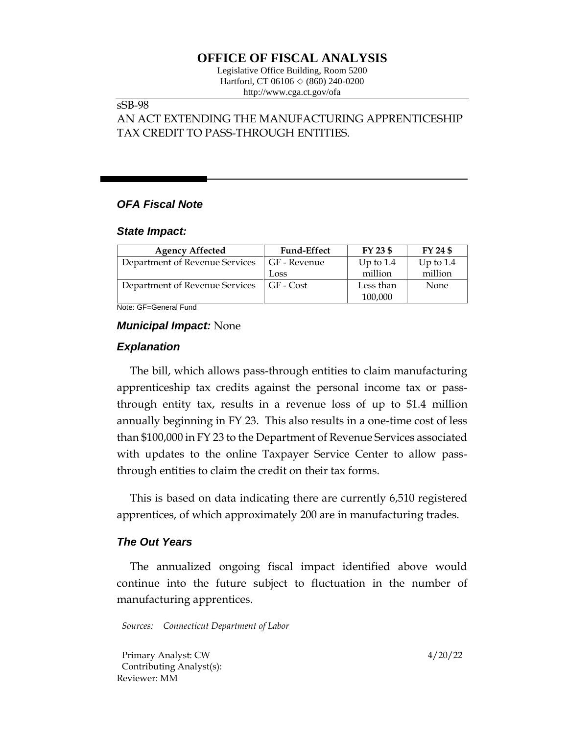# OFFICE OF FISCAL ANALYSIS

Legislative Office Building, Room 5200
Hartford, CT 06106 ◇ (860) 240-0200
http://www.cga.ct.gov/ofa

sSB-98
AN ACT EXTENDING THE MANUFACTURING APPRENTICESHIP TAX CREDIT TO PASS-THROUGH ENTITIES.

## *OFA Fiscal Note*

### *State Impact:*

| Agency Affected | Fund-Effect | FY 23 $ | FY 24 $ |
|---|---|---|---|
| Department of Revenue Services | GF - Revenue Loss | Up to 1.4 million | Up to 1.4 million |
| Department of Revenue Services | GF - Cost | Less than 100,000 | None |

Note: GF=General Fund

### *Municipal Impact:* None

### *Explanation*

The bill, which allows pass-through entities to claim manufacturing apprenticeship tax credits against the personal income tax or pass-through entity tax, results in a revenue loss of up to $1.4 million annually beginning in FY 23. This also results in a one-time cost of less than $100,000 in FY 23 to the Department of Revenue Services associated with updates to the online Taxpayer Service Center to allow pass-through entities to claim the credit on their tax forms.

This is based on data indicating there are currently 6,510 registered apprentices, of which approximately 200 are in manufacturing trades.

### *The Out Years*

The annualized ongoing fiscal impact identified above would continue into the future subject to fluctuation in the number of manufacturing apprentices.

*Sources: Connecticut Department of Labor*

Primary Analyst: CW
Contributing Analyst(s):
Reviewer: MM

4/20/22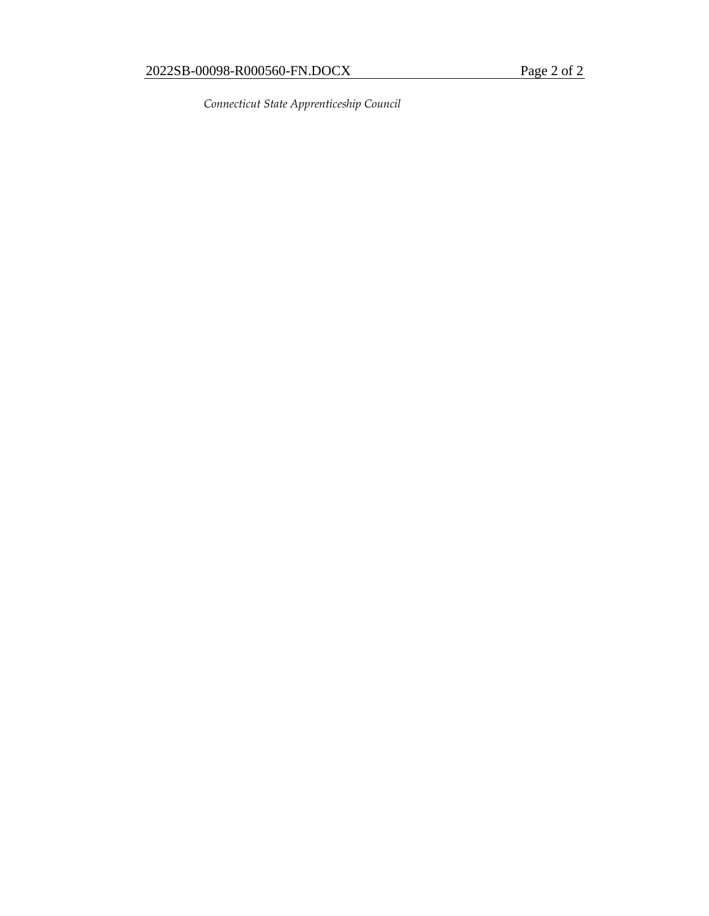*Connecticut State Apprenticeship Council*